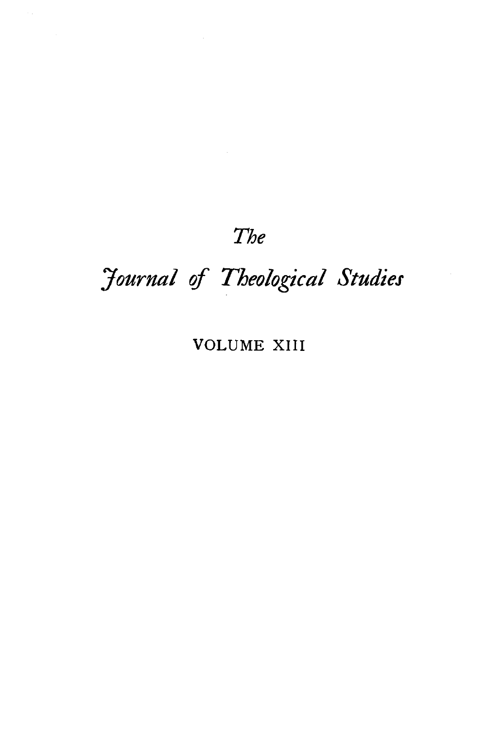*The*

# *Journal of Theological Studies*

VOLUME XIII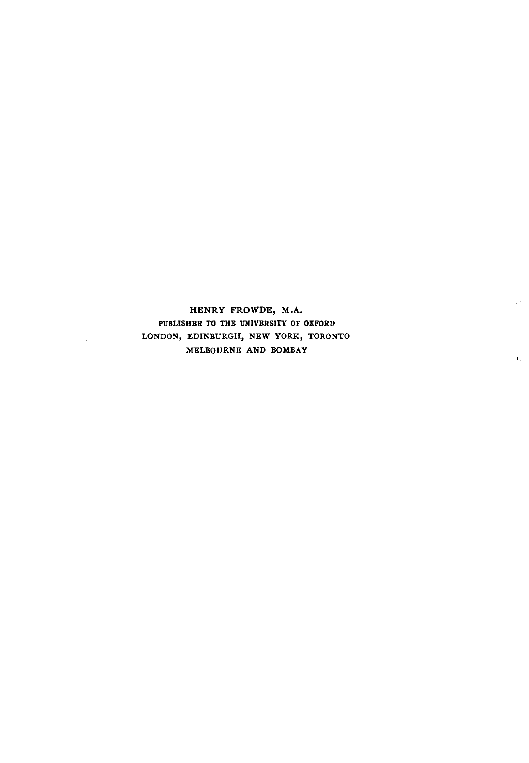HENRY FROWDE, M.A.

PUBLISHER TO THE UNIVERSITY OF OXFORD

LONDON, EDINBURGH, NEW YORK, TORONTO

MELBOURNE AND BOMBAY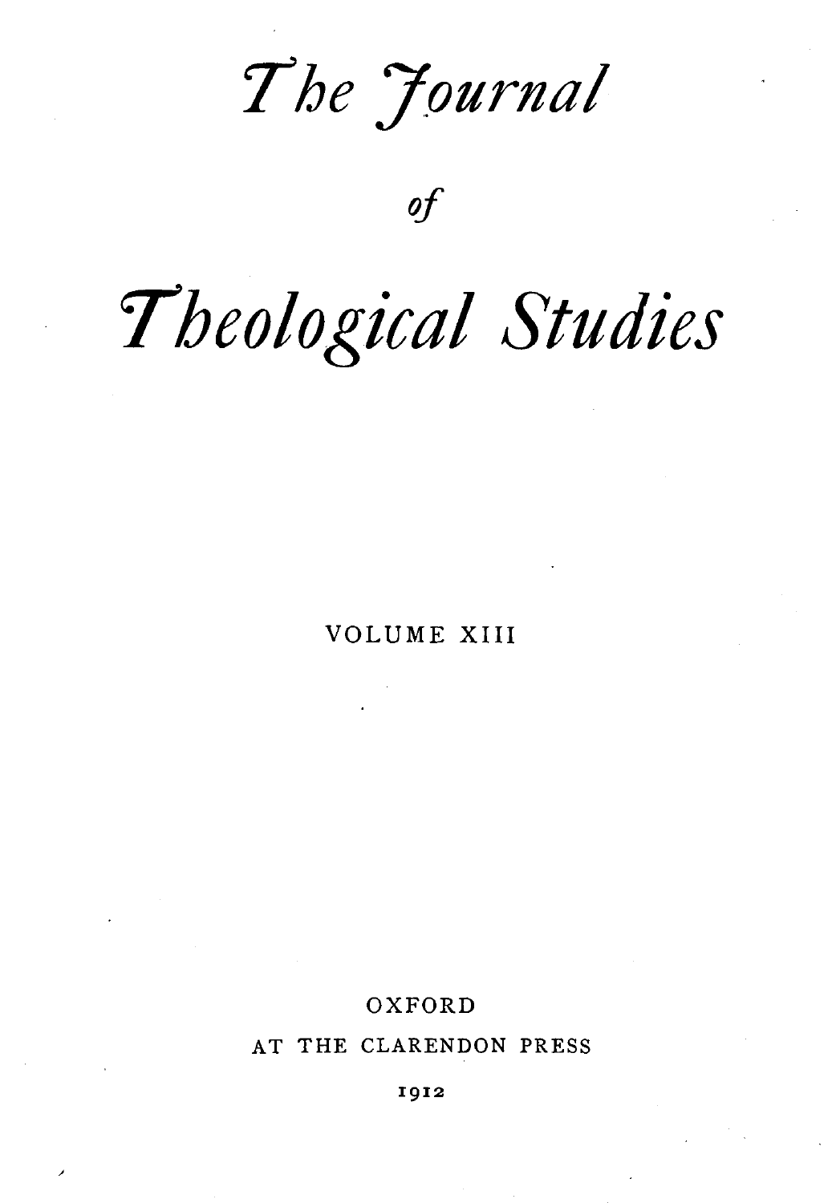# *The Journal*

*of*

# *Theological Studies*

VOLUME XIII

OXFORD

AT THE CLARENDON PRESS

1912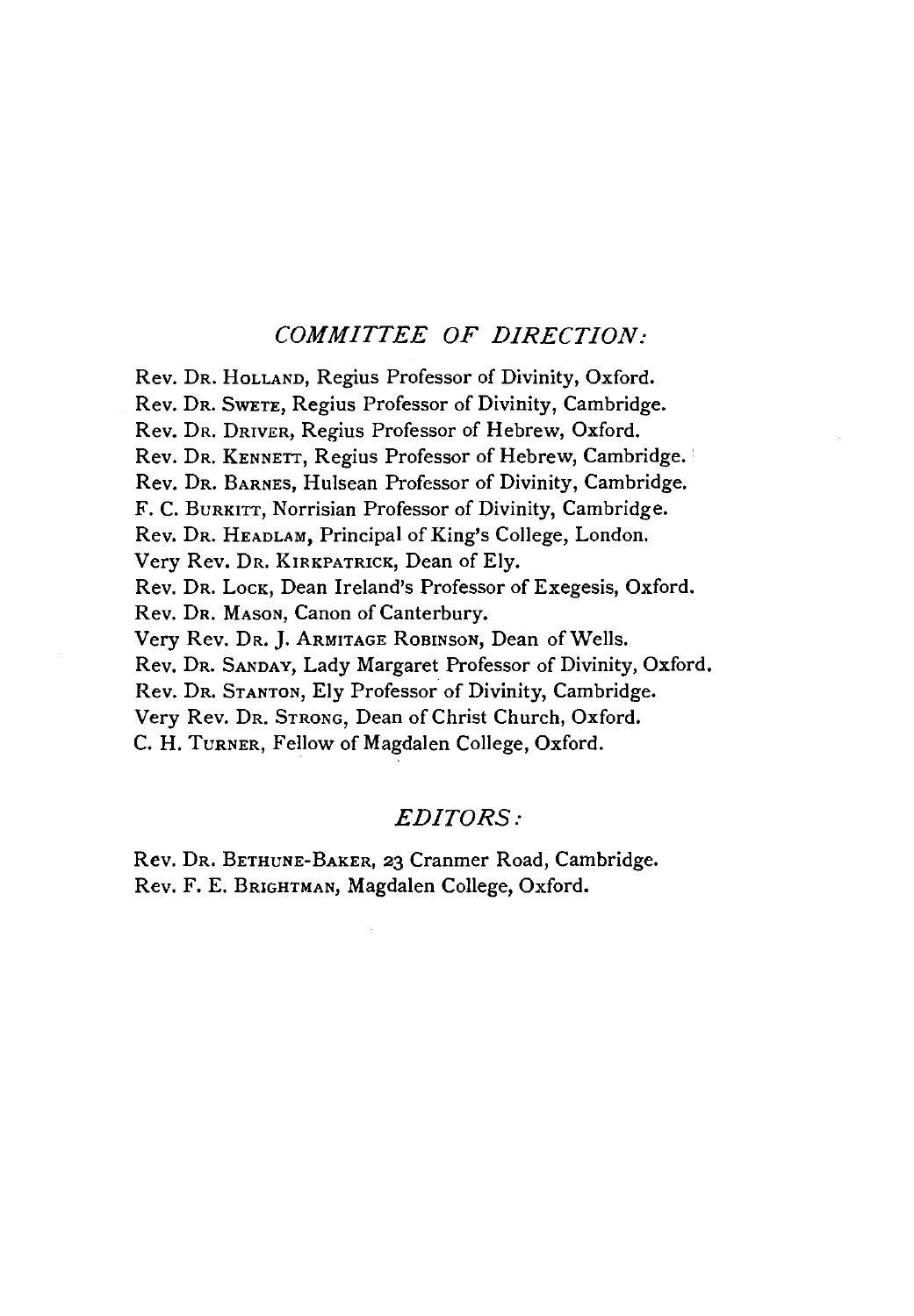## *COMMITTEE OF DIRECTION:*

Rev. Dr. Holland, Regius Professor of Divinity, Oxford.
Rev. Dr. Swete, Regius Professor of Divinity, Cambridge.
Rev. Dr. Driver, Regius Professor of Hebrew, Oxford.
Rev. Dr. Kennett, Regius Professor of Hebrew, Cambridge.
Rev. Dr. Barnes, Hulsean Professor of Divinity, Cambridge.
F. C. Burkitt, Norrisian Professor of Divinity, Cambridge.
Rev. Dr. Headlam, Principal of King's College, London.
Very Rev. Dr. Kirkpatrick, Dean of Ely.
Rev. Dr. Lock, Dean Ireland's Professor of Exegesis, Oxford.
Rev. Dr. Mason, Canon of Canterbury.
Very Rev. Dr. J. Armitage Robinson, Dean of Wells.
Rev. Dr. Sanday, Lady Margaret Professor of Divinity, Oxford.
Rev. Dr. Stanton, Ely Professor of Divinity, Cambridge.
Very Rev. Dr. Strong, Dean of Christ Church, Oxford.
C. H. Turner, Fellow of Magdalen College, Oxford.

## *EDITORS:*

Rev. Dr. Bethune-Baker, 23 Cranmer Road, Cambridge.
Rev. F. E. Brightman, Magdalen College, Oxford.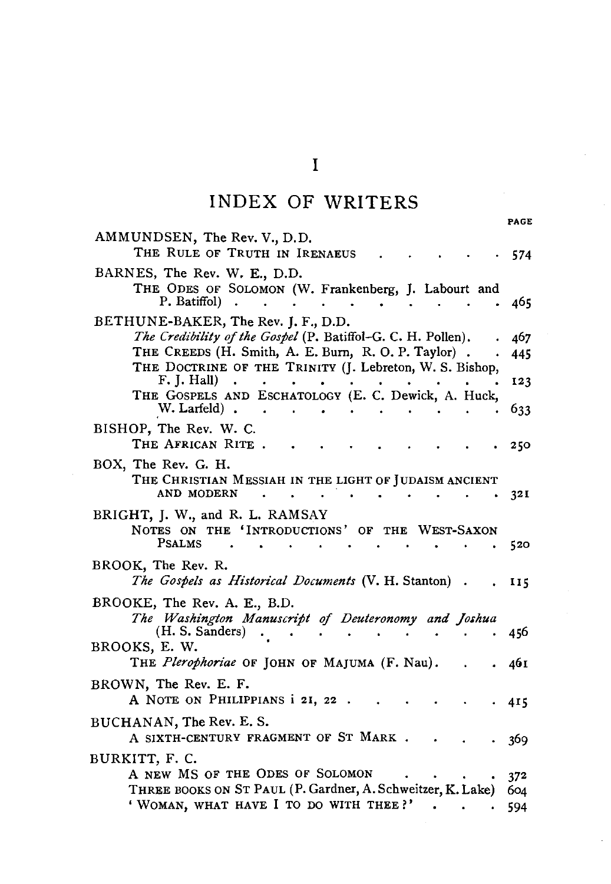# I

## INDEX OF WRITERS

PAGE

AMMUNDSEN, The Rev. V., D.D.
- THE RULE OF TRUTH IN IRENAEUS . . . . . . 574

BARNES, The Rev. W. E., D.D.
- THE ODES OF SOLOMON (W. Frankenberg, J. Labourt and P. Batiffol) . . . . . . . . . . . 465

BETHUNE-BAKER, The Rev. J. F., D.D.
- *The Credibility of the Gospel* (P. Batiffol–G. C. H. Pollen). . 467
- THE CREEDS (H. Smith, A. E. Burn, R. O. P. Taylor) . . 445
- THE DOCTRINE OF THE TRINITY (J. Lebreton, W. S. Bishop, F. J. Hall) . . . . . . . . . . . 123
- THE GOSPELS AND ESCHATOLOGY (E. C. Dewick, A. Huck, W. Larfeld) . . . . . . . . . . . 633

BISHOP, The Rev. W. C.
- THE AFRICAN RITE . . . . . . . . . . 250

BOX, The Rev. G. H.
- THE CHRISTIAN MESSIAH IN THE LIGHT OF JUDAISM ANCIENT AND MODERN . . . . . . . . . . 321

BRIGHT, J. W., and R. L. RAMSAY
- NOTES ON THE 'INTRODUCTIONS' OF THE WEST-SAXON PSALMS . . . . . . . . . . . 520

BROOK, The Rev. R.
- *The Gospels as Historical Documents* (V. H. Stanton) . . 115

BROOKE, The Rev. A. E., B.D.
- *The Washington Manuscript of Deuteronomy and Joshua* (H. S. Sanders) . . . . . . . . . . 456

BROOKS, E. W.
- THE *Plerophoriae* OF JOHN OF MAJUMA (F. Nau). . . 461

BROWN, The Rev. E. F.
- A NOTE ON PHILIPPIANS i 21, 22 . . . . . . . 415

BUCHANAN, The Rev. E. S.
- A SIXTH-CENTURY FRAGMENT OF ST MARK . . . . 369

BURKITT, F. C.
- A NEW MS OF THE ODES OF SOLOMON . . . . . 372
- THREE BOOKS ON ST PAUL (P. Gardner, A. Schweitzer, K. Lake) 604
- 'WOMAN, WHAT HAVE I TO DO WITH THEE?' . . . 594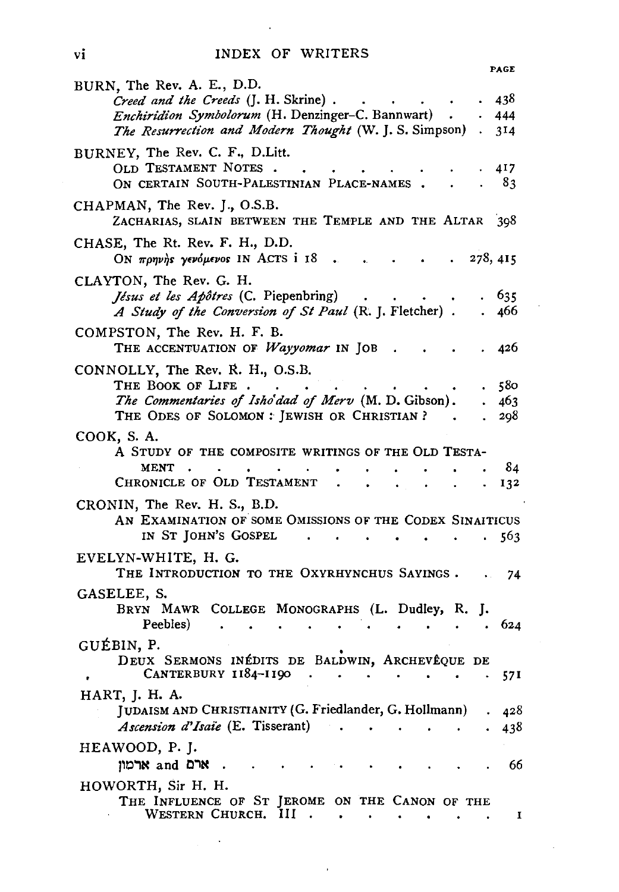# INDEX OF WRITERS

PAGE

BURN, The Rev. A. E., D.D.
- *Creed and the Creeds* (J. H. Skrine) . . . . . . . 438
- *Enchiridion Symbolorum* (H. Denzinger–C. Bannwart) . . 444
- *The Resurrection and Modern Thought* (W. J. S. Simpson) . 314

BURNEY, The Rev. C. F., D.Litt.
- OLD TESTAMENT NOTES . . . . . . . . . . 417
- ON CERTAIN SOUTH-PALESTINIAN PLACE-NAMES . . . 83

CHAPMAN, The Rev. J., O.S.B.
- ZACHARIAS, SLAIN BETWEEN THE TEMPLE AND THE ALTAR 398

CHASE, The Rt. Rev. F. H., D.D.
- ON πρηνὴς γενόμενος IN ACTS i 18 . . . . . . 278, 415

CLAYTON, The Rev. G. H.
- *Jésus et les Apôtres* (C. Piepenbring) . . . . . . 635
- *A Study of the Conversion of St Paul* (R. J. Fletcher) . . 466

COMPSTON, The Rev. H. F. B.
- THE ACCENTUATION OF *Wayyomar* IN JOB . . . . . 426

CONNOLLY, The Rev. R. H., O.S.B.
- THE BOOK OF LIFE . . . . . . . . . . . 580
- *The Commentaries of Ishoʿdad of Merv* (M. D. Gibson). . 463
- THE ODES OF SOLOMON : JEWISH OR CHRISTIAN ? . . 298

COOK, S. A.
- A STUDY OF THE COMPOSITE WRITINGS OF THE OLD TESTAMENT . . . . . . . . . . . . 84
- CHRONICLE OF OLD TESTAMENT . . . . . . . 132

CRONIN, The Rev. H. S., B.D.
- AN EXAMINATION OF SOME OMISSIONS OF THE CODEX SINAITICUS IN ST JOHN'S GOSPEL . . . . . . . . 563

EVELYN-WHITE, H. G.
- THE INTRODUCTION TO THE OXYRHYNCHUS SAYINGS . . 74

GASELEE, S.
- BRYN MAWR COLLEGE MONOGRAPHS (L. Dudley, R. J. Peebles) . . . . . . . . . . . . . 624

GUÉBIN, P.
- DEUX SERMONS INÉDITS DE BALDWIN, ARCHEVÊQUE DE CANTERBURY 1184–1190 . . . . . . . . . 571

HART, J. H. A.
- JUDAISM AND CHRISTIANITY (G. Friedlander, G. Hollmann) . 428
- *Ascension d'Isaïe* (E. Tisserant) . . . . . . . 438

HEAWOOD, P. J.
- ארם and ארמון . . . . . . . . . . . . 66

HOWORTH, Sir H. H.
- THE INFLUENCE OF ST JEROME ON THE CANON OF THE WESTERN CHURCH. III . . . . . . . . . 1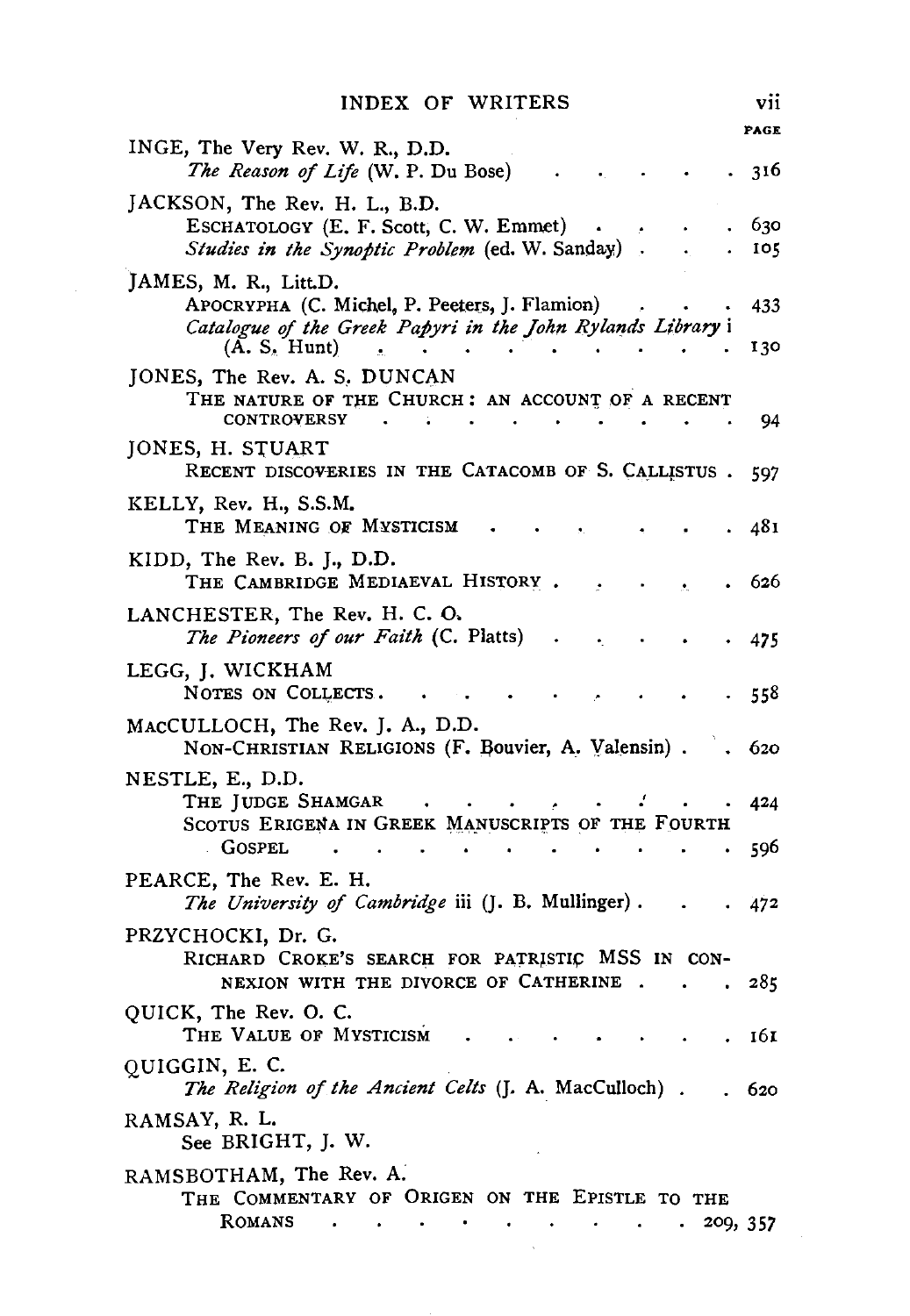# INDEX OF WRITERS

PAGE

INGE, The Very Rev. W. R., D.D.
*The Reason of Life* (W. P. Du Bose) . . . . . . 316

JACKSON, The Rev. H. L., B.D.
ESCHATOLOGY (E. F. Scott, C. W. Emmet) . . . . 630
*Studies in the Synoptic Problem* (ed. W. Sanday) . . . 105

JAMES, M. R., Litt.D.
APOCRYPHA (C. Michel, P. Peeters, J. Flamion) . . . 433
*Catalogue of the Greek Papyri in the John Rylands Library* i (A. S. Hunt) . . . . . . . . . . 130

JONES, The Rev. A. S. DUNCAN
THE NATURE OF THE CHURCH: AN ACCOUNT OF A RECENT CONTROVERSY . . . . . . . . . . 94

JONES, H. STUART
RECENT DISCOVERIES IN THE CATACOMB OF S. CALLISTUS . 597

KELLY, Rev. H., S.S.M.
THE MEANING OF MYSTICISM . . . . . . . 481

KIDD, The Rev. B. J., D.D.
THE CAMBRIDGE MEDIAEVAL HISTORY . . . . . 626

LANCHESTER, The Rev. H. C. O.
*The Pioneers of our Faith* (C. Platts) . . . . . 475

LEGG, J. WICKHAM
NOTES ON COLLECTS . . . . . . . . . 558

MACCULLOCH, The Rev. J. A., D.D.
NON-CHRISTIAN RELIGIONS (F. Bouvier, A. Valensin) . . 620

NESTLE, E., D.D.
THE JUDGE SHAMGAR . . . . . . . . 424
SCOTUS ERIGENA IN GREEK MANUSCRIPTS OF THE FOURTH GOSPEL . . . . . . . . . . . 596

PEARCE, The Rev. E. H.
*The University of Cambridge* iii (J. B. Mullinger) . . . 472

PRZYCHOCKI, Dr. G.
RICHARD CROKE'S SEARCH FOR PATRISTIC MSS IN CONNEXION WITH THE DIVORCE OF CATHERINE . . . 285

QUICK, The Rev. O. C.
THE VALUE OF MYSTICISM . . . . . . . 161

QUIGGIN, E. C.
*The Religion of the Ancient Celts* (J. A. MacCulloch) . . 620

RAMSAY, R. L.
See BRIGHT, J. W.

RAMSBOTHAM, The Rev. A.
THE COMMENTARY OF ORIGEN ON THE EPISTLE TO THE ROMANS . . . . . . . . . . 209, 357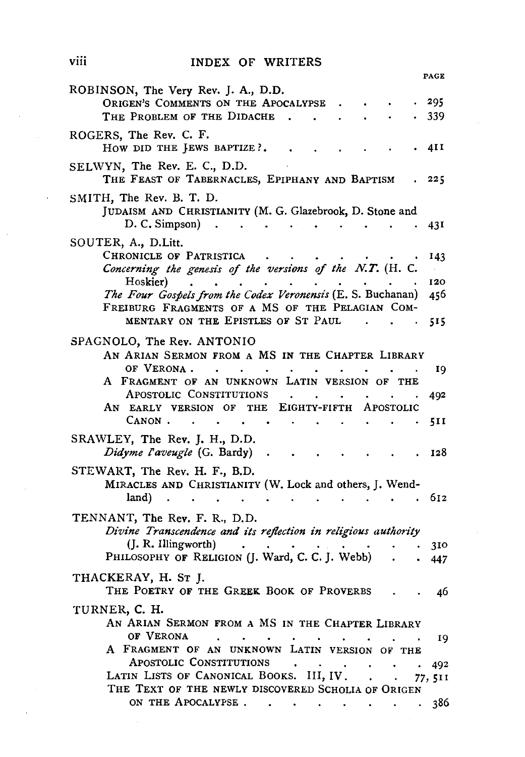# INDEX OF WRITERS

PAGE

ROBINSON, The Very Rev. J. A., D.D.
- ORIGEN'S COMMENTS ON THE APOCALYPSE . . . . . 295
- THE PROBLEM OF THE DIDACHE . . . . . . . 339

ROGERS, The Rev. C. F.
- HOW DID THE JEWS BAPTIZE? . . . . . . . 411

SELWYN, The Rev. E. C., D.D.
- THE FEAST OF TABERNACLES, EPIPHANY AND BAPTISM . 225

SMITH, The Rev. B. T. D.
- JUDAISM AND CHRISTIANITY (M. G. Glazebrook, D. Stone and D. C. Simpson) . . . . . . . . . . 431

SOUTER, A., D.Litt.
- CHRONICLE OF PATRISTICA . . . . . . . . 143
- *Concerning the genesis of the versions of the N.T.* (H. C. Hoskier) . . . . . . . . . . . . 120
- *The Four Gospels from the Codex Veronensis* (E. S. Buchanan) 456
- FREIBURG FRAGMENTS OF A MS OF THE PELAGIAN COMMENTARY ON THE EPISTLES OF ST PAUL . . . . 515

SPAGNOLO, The Rev. ANTONIO
- AN ARIAN SERMON FROM A MS IN THE CHAPTER LIBRARY OF VERONA . . . . . . . . . . . . 19
- A FRAGMENT OF AN UNKNOWN LATIN VERSION OF THE APOSTOLIC CONSTITUTIONS . . . . . . . . 492
- AN EARLY VERSION OF THE EIGHTY-FIFTH APOSTOLIC CANON . . . . . . . . . . . . . 511

SRAWLEY, The Rev. J. H., D.D.
- *Didyme l'aveugle* (G. Bardy) . . . . . . . . 128

STEWART, The Rev. H. F., B.D.
- MIRACLES AND CHRISTIANITY (W. Lock and others, J. Wendland) . . . . . . . . . . . . . 612

TENNANT, The Rev. F. R., D.D.
- *Divine Transcendence and its reflection in religious authority* (J. R. Illingworth) . . . . . . . . . 310
- PHILOSOPHY OF RELIGION (J. Ward, C. C. J. Webb) . . 447

THACKERAY, H. ST J.
- THE POETRY OF THE GREEK BOOK OF PROVERBS . . 46

TURNER, C. H.
- AN ARIAN SERMON FROM A MS IN THE CHAPTER LIBRARY OF VERONA . . . . . . . . . . . . 19
- A FRAGMENT OF AN UNKNOWN LATIN VERSION OF THE APOSTOLIC CONSTITUTIONS . . . . . . . . 492
- LATIN LISTS OF CANONICAL BOOKS. III, IV. . . . 77, 511
- THE TEXT OF THE NEWLY DISCOVERED SCHOLIA OF ORIGEN ON THE APOCALYPSE . . . . . . . . . 386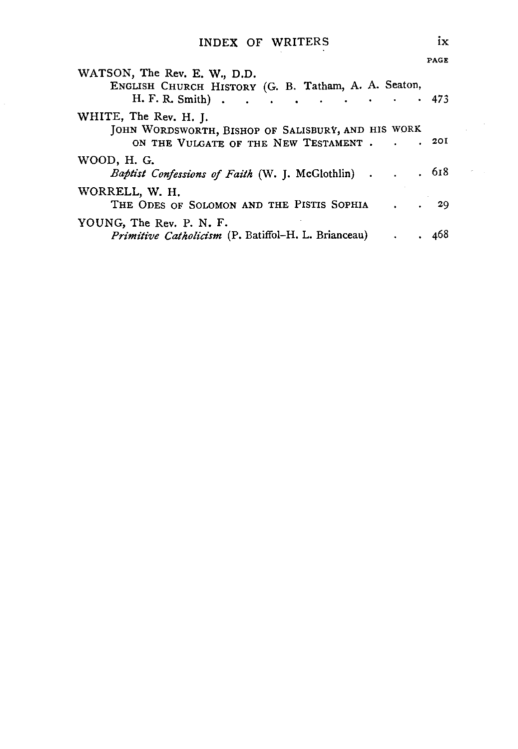## INDEX OF WRITERS

PAGE

WATSON, The Rev. E. W., D.D.
ENGLISH CHURCH HISTORY (G. B. Tatham, A. A. Seaton, H. F. R. Smith) . . . . . . . . . . 473

WHITE, The Rev. H. J.
JOHN WORDSWORTH, BISHOP OF SALISBURY, AND HIS WORK ON THE VULGATE OF THE NEW TESTAMENT . . . 201

WOOD, H. G.
*Baptist Confessions of Faith* (W. J. McGlothlin) . . . 618

WORRELL, W. H.
THE ODES OF SOLOMON AND THE PISTIS SOPHIA . . 29

YOUNG, The Rev. P. N. F.
*Primitive Catholicism* (P. Batiffol–H. L. Brianceau) . . 468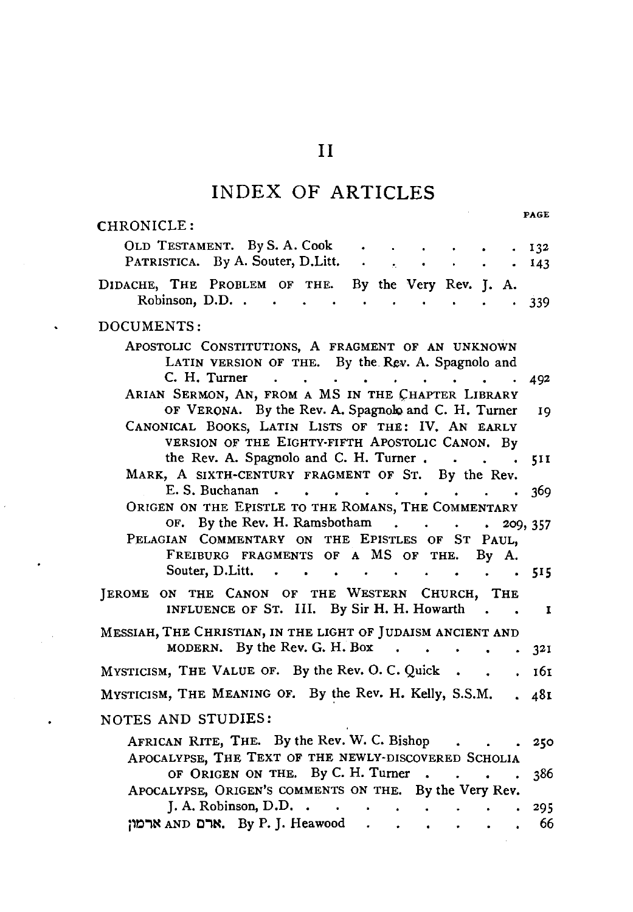# II

## INDEX OF ARTICLES

PAGE

CHRONICLE:

- OLD TESTAMENT. By S. A. Cook . . . . . . . . 132
- PATRISTICA. By A. Souter, D.Litt. . . . . . . . 143

DIDACHE, THE PROBLEM OF THE. By the Very Rev. J. A. Robinson, D.D. . . . . . . . . . . . 339

DOCUMENTS:

- APOSTOLIC CONSTITUTIONS, A FRAGMENT OF AN UNKNOWN LATIN VERSION OF THE. By the Rev. A. Spagnolo and C. H. Turner . . . . . . . . . . . 492
- ARIAN SERMON, AN, FROM A MS IN THE CHAPTER LIBRARY OF VERONA. By the Rev. A. Spagnolo and C. H. Turner 19
- CANONICAL BOOKS, LATIN LISTS OF THE: IV. AN EARLY VERSION OF THE EIGHTY-FIFTH APOSTOLIC CANON. By the Rev. A. Spagnolo and C. H. Turner . . . . . 511
- MARK, A SIXTH-CENTURY FRAGMENT OF ST. By the Rev. E. S. Buchanan . . . . . . . . . . . 369
- ORIGEN ON THE EPISTLE TO THE ROMANS, THE COMMENTARY OF. By the Rev. H. Ramsbotham . . . . . 209, 357
- PELAGIAN COMMENTARY ON THE EPISTLES OF ST PAUL, FREIBURG FRAGMENTS OF A MS OF THE. By A. Souter, D.Litt. . . . . . . . . . . . . 515

JEROME ON THE CANON OF THE WESTERN CHURCH, THE INFLUENCE OF ST. III. By Sir H. H. Howarth . . . 1

MESSIAH, THE CHRISTIAN, IN THE LIGHT OF JUDAISM ANCIENT AND MODERN. By the Rev. G. H. Box . . . . . . 321

MYSTICISM, THE VALUE OF. By the Rev. O. C. Quick . . . 161

MYSTICISM, THE MEANING OF. By the Rev. H. Kelly, S.S.M. . 481

NOTES AND STUDIES:

- AFRICAN RITE, THE. By the Rev. W. C. Bishop . . . . 250
- APOCALYPSE, THE TEXT OF THE NEWLY-DISCOVERED SCHOLIA OF ORIGEN ON THE. By C. H. Turner . . . . . 386
- APOCALYPSE, ORIGEN'S COMMENTS ON THE. By the Very Rev. J. A. Robinson, D.D. . . . . . . . . . . 295
- ארם AND ארמון. By P. J. Heawood . . . . . . . 66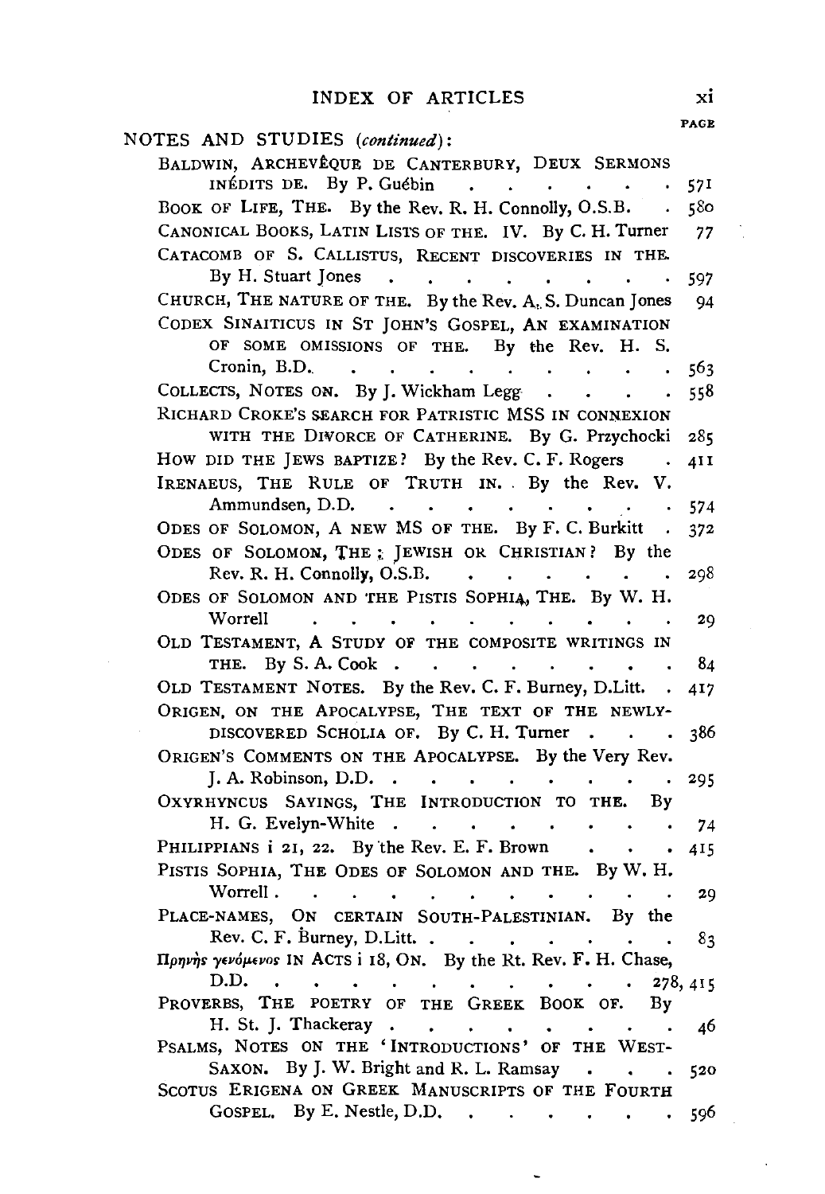NOTES AND STUDIES (*continued*):

BALDWIN, ARCHEVÊQUE DE CANTERBURY, DEUX SERMONS INÉDITS DE. By P. Guébin . . . . . . . 571

BOOK OF LIFE, THE. By the Rev. R. H. Connolly, O.S.B. . 580

CANONICAL BOOKS, LATIN LISTS OF THE. IV. By C. H. Turner 77

CATACOMB OF S. CALLISTUS, RECENT DISCOVERIES IN THE. By H. Stuart Jones . . . . . . . . . . 597

CHURCH, THE NATURE OF THE. By the Rev. A. S. Duncan Jones 94

CODEX SINAITICUS IN ST JOHN'S GOSPEL, AN EXAMINATION OF SOME OMISSIONS OF THE. By the Rev. H. S. Cronin, B.D. . . . . . . . . . . . 563

COLLECTS, NOTES ON. By J. Wickham Legg . . . . . 558

RICHARD CROKE'S SEARCH FOR PATRISTIC MSS IN CONNEXION WITH THE DIVORCE OF CATHERINE. By G. Przychocki 285

HOW DID THE JEWS BAPTIZE? By the Rev. C. F. Rogers . 411

IRENAEUS, THE RULE OF TRUTH IN. By the Rev. V. Ammundsen, D.D. . . . . . . . . . . 574

ODES OF SOLOMON, A NEW MS OF THE. By F. C. Burkitt . 372

ODES OF SOLOMON, THE: JEWISH OR CHRISTIAN? By the Rev. R. H. Connolly, O.S.B. . . . . . . . 298

ODES OF SOLOMON AND THE PISTIS SOPHIA, THE. By W. H. Worrell . . . . . . . . . . . . 29

OLD TESTAMENT, A STUDY OF THE COMPOSITE WRITINGS IN THE. By S. A. Cook . . . . . . . . . . 84

OLD TESTAMENT NOTES. By the Rev. C. F. Burney, D.Litt. . 417

ORIGEN, ON THE APOCALYPSE, THE TEXT OF THE NEWLY-DISCOVERED SCHOLIA OF. By C. H. Turner . . . 386

ORIGEN'S COMMENTS ON THE APOCALYPSE. By the Very Rev. J. A. Robinson, D.D. . . . . . . . . . . 295

OXYRHYNCUS SAYINGS, THE INTRODUCTION TO THE. By H. G. Evelyn-White . . . . . . . . . 74

PHILIPPIANS i 21, 22. By the Rev. E. F. Brown . . . . 415

PISTIS SOPHIA, THE ODES OF SOLOMON AND THE. By W. H. Worrell . . . . . . . . . . . . . 29

PLACE-NAMES, ON CERTAIN SOUTH-PALESTINIAN. By the Rev. C. F. Burney, D.Litt. . . . . . . . . 83

Πρηνὴς γενόμενος IN ACTS i 18, ON. By the Rt. Rev. F. H. Chase, D.D. . . . . . . . . . . . . . 278, 415

PROVERBS, THE POETRY OF THE GREEK BOOK OF. By H. St. J. Thackeray . . . . . . . . . . 46

PSALMS, NOTES ON THE 'INTRODUCTIONS' OF THE WEST-SAXON. By J. W. Bright and R. L. Ramsay . . . . 520

SCOTUS ERIGENA ON GREEK MANUSCRIPTS OF THE FOURTH GOSPEL. By E. Nestle, D.D. . . . . . . . 596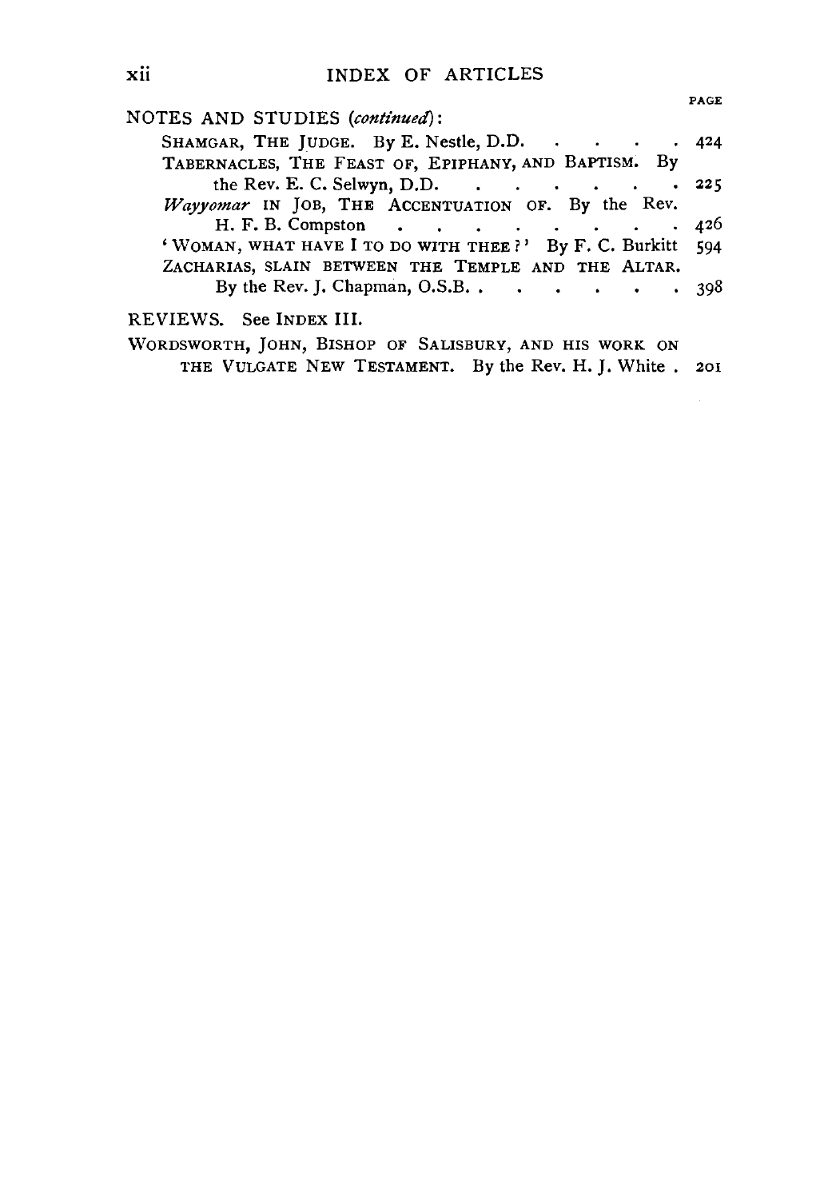PAGE

NOTES AND STUDIES (*continued*):

SHAMGAR, THE JUDGE. By E. Nestle, D.D. . . . . . 424

TABERNACLES, THE FEAST OF, EPIPHANY, AND BAPTISM. By the Rev. E. C. Selwyn, D.D. . . . . . . . 225

*Wayyomar* IN JOB, THE ACCENTUATION OF. By the Rev. H. F. B. Compston . . . . . . . . . . 426

'WOMAN, WHAT HAVE I TO DO WITH THEE?' By F. C. Burkitt 594

ZACHARIAS, SLAIN BETWEEN THE TEMPLE AND THE ALTAR. By the Rev. J. Chapman, O.S.B. . . . . . . . 398

REVIEWS. See INDEX III.

WORDSWORTH, JOHN, BISHOP OF SALISBURY, AND HIS WORK ON THE VULGATE NEW TESTAMENT. By the Rev. H. J. White . 201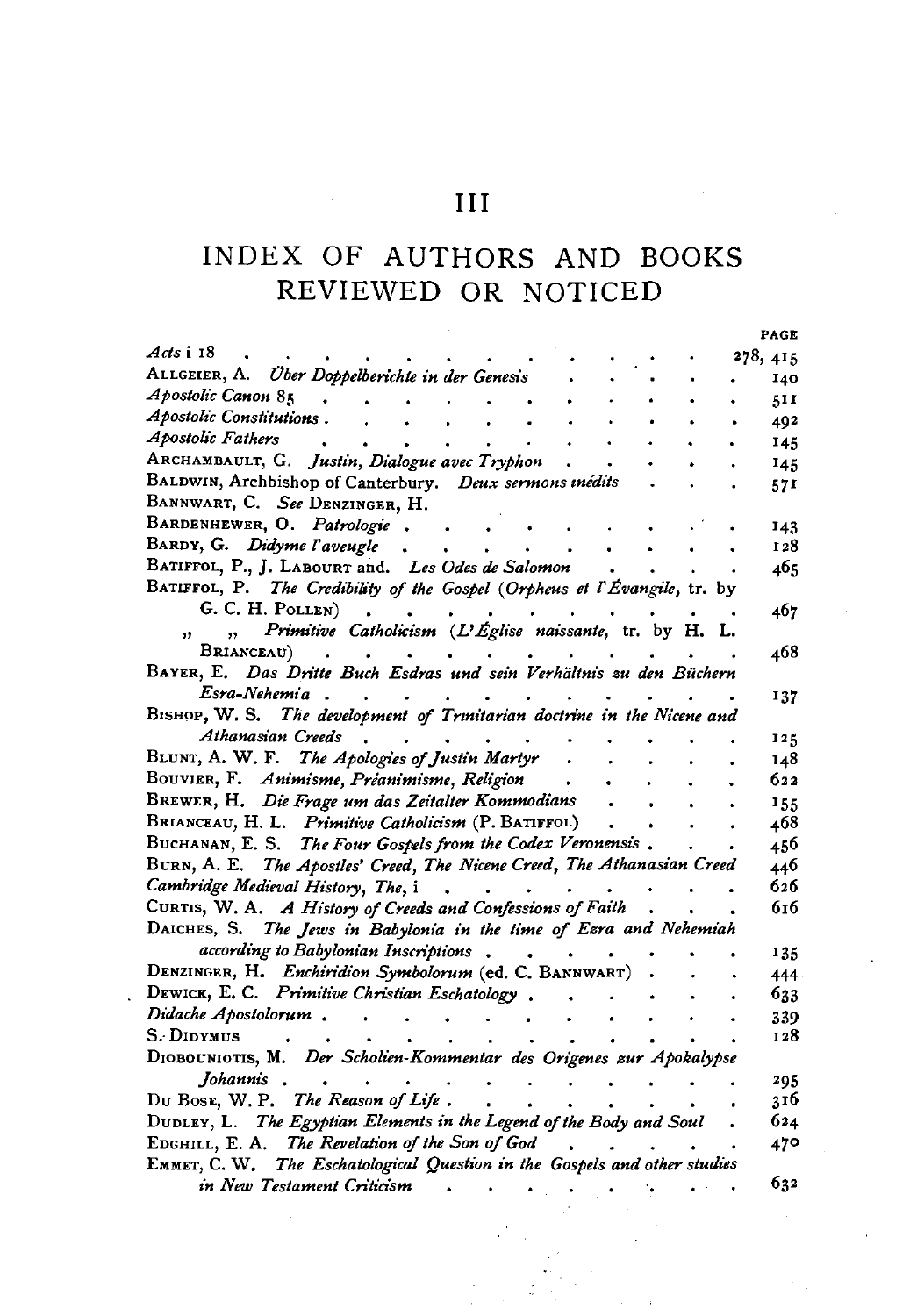# III

## INDEX OF AUTHORS AND BOOKS REVIEWED OR NOTICED

| | PAGE |
|---|---|
| *Acts* i 18 | 278, 415 |
| ALLGEIER, A. *Über Doppelberichte in der Genesis* | 140 |
| *Apostolic Canon* 85 | 511 |
| *Apostolic Constitutions* | 492 |
| *Apostolic Fathers* | 145 |
| ARCHAMBAULT, G. *Justin, Dialogue avec Tryphon* | 145 |
| BALDWIN, Archbishop of Canterbury. *Deux sermons inédits* | 571 |
| BANNWART, C. *See* DENZINGER, H. | |
| BARDENHEWER, O. *Patrologie* | 143 |
| BARDY, G. *Didyme l'aveugle* | 128 |
| BATIFFOL, P., J. LABOURT and. *Les Odes de Salomon* | 465 |
| BATIFFOL, P. *The Credibility of the Gospel* (*Orpheus et l'Évangile*, tr. by G. C. H. POLLEN) | 467 |
| " " *Primitive Catholicism* (*L'Église naissante*, tr. by H. L. BRIANCEAU) | 468 |
| BAYER, E. *Das Dritte Buch Esdras und sein Verhältnis zu den Büchern Esra-Nehemia* | 137 |
| BISHOP, W. S. *The development of Trinitarian doctrine in the Nicene and Athanasian Creeds* | 125 |
| BLUNT, A. W. F. *The Apologies of Justin Martyr* | 148 |
| BOUVIER, F. *Animisme, Préanimisme, Religion* | 622 |
| BREWER, H. *Die Frage um das Zeitalter Kommodians* | 155 |
| BRIANCEAU, H. L. *Primitive Catholicism* (P. BATIFFOL) | 468 |
| BUCHANAN, E. S. *The Four Gospels from the Codex Veronensis* | 456 |
| BURN, A. E. *The Apostles' Creed, The Nicene Creed, The Athanasian Creed* | 446 |
| *Cambridge Medieval History, The*, i | 626 |
| CURTIS, W. A. *A History of Creeds and Confessions of Faith* | 616 |
| DAICHES, S. *The Jews in Babylonia in the time of Ezra and Nehemiah according to Babylonian Inscriptions* | 135 |
| DENZINGER, H. *Enchiridion Symbolorum* (ed. C. BANNWART) | 444 |
| DEWICK, E. C. *Primitive Christian Eschatology* | 633 |
| *Didache Apostolorum* | 339 |
| S. DIDYMUS | 128 |
| DIOBOUNIOTIS, M. *Der Scholien-Kommentar des Origenes zur Apokalypse Johannis* | 295 |
| DU BOSE, W. P. *The Reason of Life* | 316 |
| DUDLEY, L. *The Egyptian Elements in the Legend of the Body and Soul* | 624 |
| EDGHILL, E. A. *The Revelation of the Son of God* | 470 |
| EMMET, C. W. *The Eschatological Question in the Gospels and other studies in New Testament Criticism* | 632 |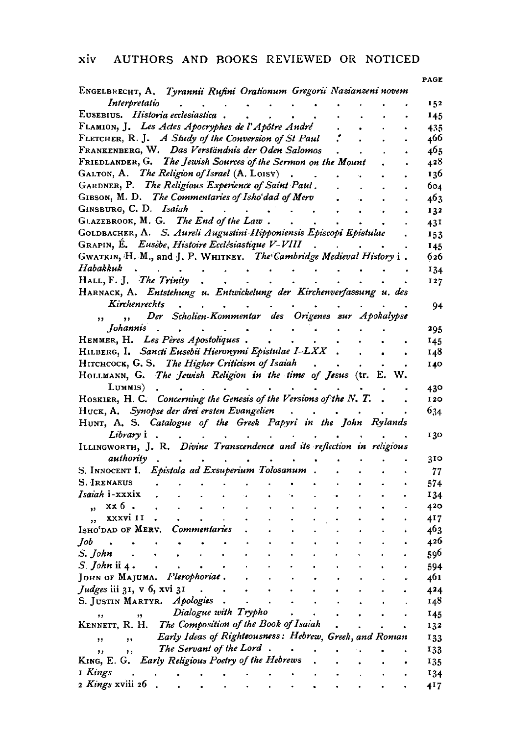## AUTHORS AND BOOKS REVIEWED OR NOTICED

| | PAGE |
|---|---|
| ENGELBRECHT, A. *Tyrannii Rufini Orationum Gregorii Nazianzeni novem Interpretatio* | 152 |
| EUSEBIUS. *Historia ecclesiastica* | 145 |
| FLAMION, J. *Les Actes Apocryphes de l'Apôtre André* | 435 |
| FLETCHER, R. J. *A Study of the Conversion of St Paul* | 466 |
| FRANKENBERG, W. *Das Verständnis der Oden Salomos* | 465 |
| FRIEDLANDER, G. *The Jewish Sources of the Sermon on the Mount* | 428 |
| GALTON, A. *The Religion of Israel* (A. LOISY) | 136 |
| GARDNER, P. *The Religious Experience of Saint Paul* | 604 |
| GIBSON, M. D. *The Commentaries of Ishoʿdad of Merv* | 463 |
| GINSBURG, C. D. *Isaiah* | 132 |
| GLAZEBROOK, M. G. *The End of the Law* | 431 |
| GOLDBACHER, A. *S. Aureli Augustini Hipponiensis Episcopi Epistulae* | 153 |
| GRAPIN, É. *Eusèbe, Histoire Ecclésiastique V–VIII* | 145 |
| GWATKIN, H. M., and J. P. WHITNEY. *The Cambridge Medieval History* i | 626 |
| *Habakkuk* | 134 |
| HALL, F. J. *The Trinity* | 127 |
| HARNACK, A. *Entstehung u. Entwickelung der Kirchenverfassung u. des Kirchenrechts* | 94 |
| ,, ,, *Der Scholien-Kommentar des Origenes zur Apokalypse Johannis* | 295 |
| HEMMER, H. *Les Pères Apostoliques* | 145 |
| HILBERG, I. *Sancti Eusebii Hieronymi Epistulae I–LXX* | 148 |
| HITCHCOCK, G. S. *The Higher Criticism of Isaiah* | 140 |
| HOLLMANN, G. *The Jewish Religion in the time of Jesus* (tr. E. W. LUMMIS) | 430 |
| HOSKIER, H. C. *Concerning the Genesis of the Versions of the N. T.* | 120 |
| HUCK, A. *Synopse der drei ersten Evangelien* | 634 |
| HUNT, A. S. *Catalogue of the Greek Papyri in the John Rylands Library* i | 130 |
| ILLINGWORTH, J. R. *Divine Transcendence and its reflection in religious authority* | 310 |
| S. INNOCENT I. *Epistola ad Exsuperium Tolosanum* | 77 |
| S. IRENAEUS | 574 |
| *Isaiah* i–xxxix | 134 |
| ,, xx 6 | 420 |
| ,, xxxvi 11 | 417 |
| ISHOʿDAD OF MERV. *Commentaries* | 463 |
| *Job* | 426 |
| *S. John* | 596 |
| *S. John* ii 4 | 594 |
| JOHN OF MAJUMA. *Plerophoriae* | 461 |
| *Judges* iii 31, v 6, xvi 31 | 424 |
| S. JUSTIN MARTYR. *Apologies* | 148 |
| ,, ,, *Dialogue with Trypho* | 145 |
| KENNETT, R. H. *The Composition of the Book of Isaiah* | 132 |
| ,, ,, *Early Ideas of Righteousness: Hebrew, Greek, and Roman* | 133 |
| ,, ,, *The Servant of the Lord* | 133 |
| KING, E. G. *Early Religious Poetry of the Hebrews* | 135 |
| 1 *Kings* | 134 |
| 2 *Kings* xviii 26 | 417 |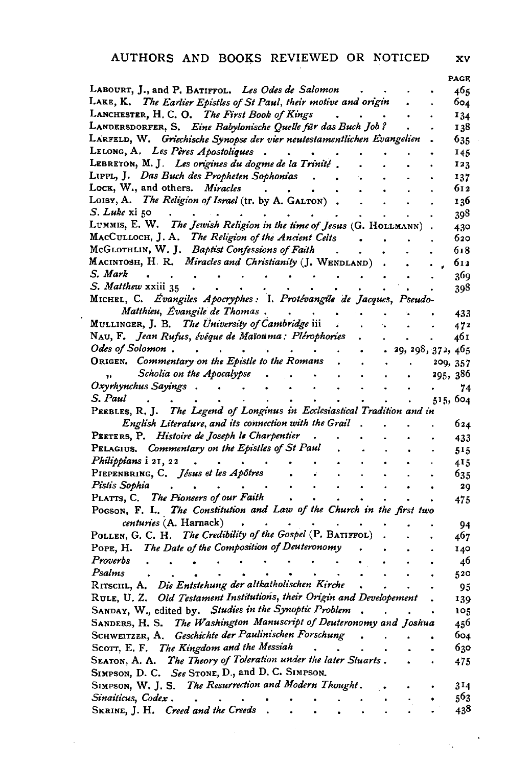## AUTHORS AND BOOKS REVIEWED OR NOTICED

| | PAGE |
|---|---|
| LABOURT, J., and P. BATIFFOL. *Les Odes de Salomon* | 465 |
| LAKE, K. *The Earlier Epistles of St Paul, their motive and origin* | 604 |
| LANCHESTER, H. C. O. *The First Book of Kings* | 134 |
| LANDERSDORFER, S. *Eine Babylonische Quelle für das Buch Job?* | 138 |
| LARFELD, W. *Griechische Synopse der vier neutestamentlichen Evangelien* | 635 |
| LELONG, A. *Les Pères Apostoliques* | 145 |
| LEBRETON, M. J. *Les origines du dogme de la Trinité* | 123 |
| LIPPL, J. *Das Buch des Propheten Sophonias* | 137 |
| LOCK, W., and others. *Miracles* | 612 |
| LOISY, A. *The Religion of Israel* (tr. by A. GALTON) | 136 |
| *S. Luke* xi 50 | 398 |
| LUMMIS, E. W. *The Jewish Religion in the time of Jesus* (G. HOLLMANN) | 430 |
| MACCULLOCH, J. A. *The Religion of the Ancient Celts* | 620 |
| MCGLOTHLIN, W. J. *Baptist Confessions of Faith* | 618 |
| MACINTOSH, H. R. *Miracles and Christianity* (J. WENDLAND) | 612 |
| *S. Mark* | 369 |
| *S. Matthew* xxiii 35 | 398 |
| MICHEL, C. *Évangiles Apocryphes: I. Protévangile de Jacques, Pseudo-Matthieu, Évangile de Thomas* | 433 |
| MULLINGER, J. B. *The University of Cambridge* iii | 472 |
| NAU, F. *Jean Rufus, évêque de Maïouma: Plérophories* | 461 |
| *Odes of Solomon* | 29, 298, 372, 465 |
| ORIGEN. *Commentary on the Epistle to the Romans* | 209, 357 |
| " *Scholia on the Apocalypse* | 295, 386 |
| *Oxyrhynchus Sayings* | 74 |
| *S. Paul* | 515, 604 |
| PEEBLES, R. J. *The Legend of Longinus in Ecclesiastical Tradition and in English Literature, and its connection with the Grail* | 624 |
| PEETERS, P. *Histoire de Joseph le Charpentier* | 433 |
| PELAGIUS. *Commentary on the Epistles of St Paul* | 515 |
| *Philippians* i 21, 22 | 415 |
| PIEPENBRING, C. *Jésus et les Apôtres* | 635 |
| *Pistis Sophia* | 29 |
| PLATTS, C. *The Pioneers of our Faith* | 475 |
| POGSON, F. L. *The Constitution and Law of the Church in the first two centuries* (A. Harnack) | 94 |
| POLLEN, G. C. H. *The Credibility of the Gospel* (P. BATIFFOL) | 467 |
| POPE, H. *The Date of the Composition of Deuteronomy* | 140 |
| *Proverbs* | 46 |
| *Psalms* | 520 |
| RITSCHL, A. *Die Entstehung der altkatholischen Kirche* | 95 |
| RULE, U. Z. *Old Testament Institutions, their Origin and Developement* | 139 |
| SANDAY, W., edited by. *Studies in the Synoptic Problem* | 105 |
| SANDERS, H. S. *The Washington Manuscript of Deuteronomy and Joshua* | 456 |
| SCHWEITZER, A. *Geschichte der Paulinischen Forschung* | 604 |
| SCOTT, E. F. *The Kingdom and the Messiah* | 630 |
| SEATON, A. A. *The Theory of Toleration under the later Stuarts* | 475 |
| SIMPSON, D. C. *See* STONE, D., and D. C. SIMPSON. | |
| SIMPSON, W. J. S. *The Resurrection and Modern Thought* | 314 |
| *Sinaiticus, Codex* | 563 |
| SKRINE, J. H. *Creed and the Creeds* | 438 |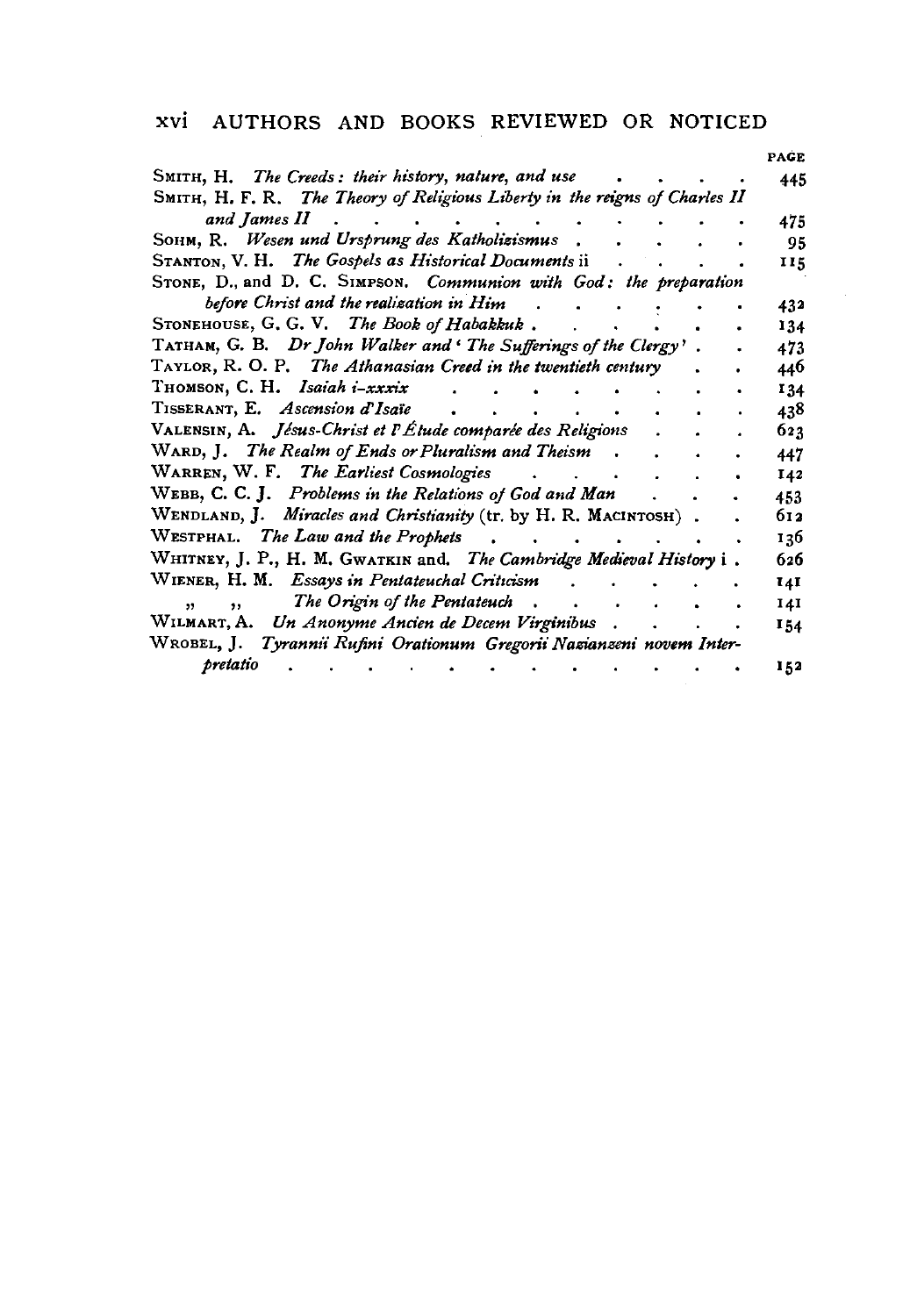| | PAGE |
|---|---|
| SMITH, H. *The Creeds: their history, nature, and use* | 445 |
| SMITH, H. F. R. *The Theory of Religious Liberty in the reigns of Charles II and James II* | 475 |
| SOHM, R. *Wesen und Ursprung des Katholizismus* | 95 |
| STANTON, V. H. *The Gospels as Historical Documents* ii | 115 |
| STONE, D., and D. C. SIMPSON. *Communion with God: the preparation before Christ and the realization in Him* | 432 |
| STONEHOUSE, G. G. V. *The Book of Habakkuk* | 134 |
| TATHAM, G. B. *Dr John Walker and 'The Sufferings of the Clergy'* | 473 |
| TAYLOR, R. O. P. *The Athanasian Creed in the twentieth century* | 446 |
| THOMSON, C. H. *Isaiah i–xxxix* | 134 |
| TISSERANT, E. *Ascension d'Isaïe* | 438 |
| VALENSIN, A. *Jésus-Christ et l'Étude comparée des Religions* | 623 |
| WARD, J. *The Realm of Ends or Pluralism and Theism* | 447 |
| WARREN, W. F. *The Earliest Cosmologies* | 142 |
| WEBB, C. C. J. *Problems in the Relations of God and Man* | 453 |
| WENDLAND, J. *Miracles and Christianity* (tr. by H. R. MACINTOSH) | 612 |
| WESTPHAL. *The Law and the Prophets* | 136 |
| WHITNEY, J. P., H. M. GWATKIN and. *The Cambridge Medieval History* i | 626 |
| WIENER, H. M. *Essays in Pentateuchal Criticism* | 141 |
| " " *The Origin of the Pentateuch* | 141 |
| WILMART, A. *Un Anonyme Ancien de Decem Virginibus* | 154 |
| WROBEL, J. *Tyrannii Rufini Orationum Gregorii Nazianzeni novem Interpretatio* | 152 |